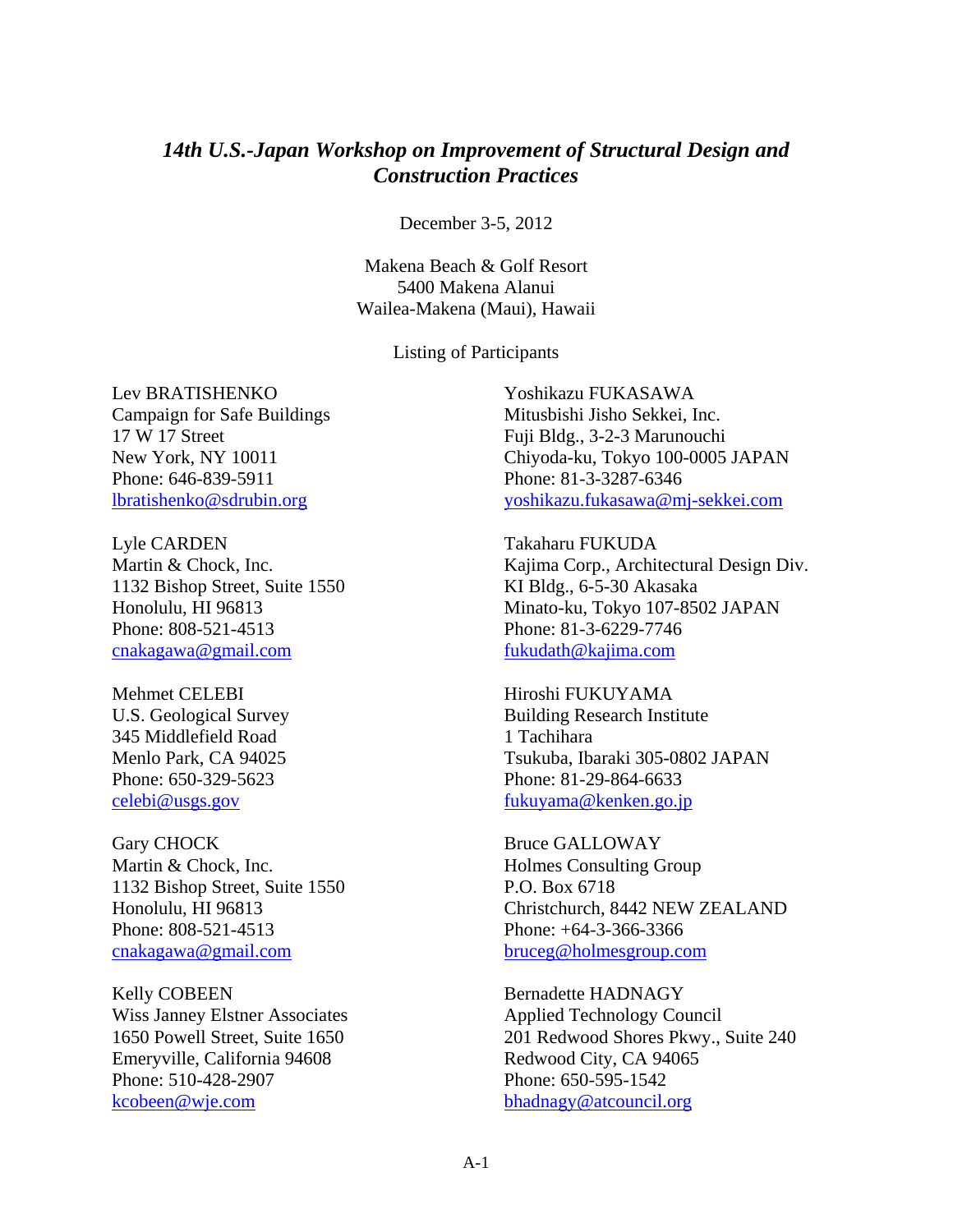# *14th U.S.-Japan Workshop on Improvement of Structural Design and Construction Practices*

December 3-5, 2012

Makena Beach & Golf Resort
5400 Makena Alanui
Wailea-Makena (Maui), Hawaii

Listing of Participants

Lev BRATISHENKO
Campaign for Safe Buildings
17 W 17 Street
New York, NY 10011
Phone: 646-839-5911
lbratishenko@sdrubin.org

Lyle CARDEN
Martin & Chock, Inc.
1132 Bishop Street, Suite 1550
Honolulu, HI 96813
Phone: 808-521-4513
cnakagawa@gmail.com

Mehmet CELEBI
U.S. Geological Survey
345 Middlefield Road
Menlo Park, CA 94025
Phone: 650-329-5623
celebi@usgs.gov

Gary CHOCK
Martin & Chock, Inc.
1132 Bishop Street, Suite 1550
Honolulu, HI 96813
Phone: 808-521-4513
cnakagawa@gmail.com

Kelly COBEEN
Wiss Janney Elstner Associates
1650 Powell Street, Suite 1650
Emeryville, California 94608
Phone: 510-428-2907
kcobeen@wje.com

Yoshikazu FUKASAWA
Mitusbishi Jisho Sekkei, Inc.
Fuji Bldg., 3-2-3 Marunouchi
Chiyoda-ku, Tokyo 100-0005 JAPAN
Phone: 81-3-3287-6346
yoshikazu.fukasawa@mj-sekkei.com

Takaharu FUKUDA
Kajima Corp., Architectural Design Div.
KI Bldg., 6-5-30 Akasaka
Minato-ku, Tokyo 107-8502 JAPAN
Phone: 81-3-6229-7746
fukudath@kajima.com

Hiroshi FUKUYAMA
Building Research Institute
1 Tachihara
Tsukuba, Ibaraki 305-0802 JAPAN
Phone: 81-29-864-6633
fukuyama@kenken.go.jp

Bruce GALLOWAY
Holmes Consulting Group
P.O. Box 6718
Christchurch, 8442 NEW ZEALAND
Phone: +64-3-366-3366
bruceg@holmesgroup.com

Bernadette HADNAGY
Applied Technology Council
201 Redwood Shores Pkwy., Suite 240
Redwood City, CA 94065
Phone: 650-595-1542
bhadnagy@atcouncil.org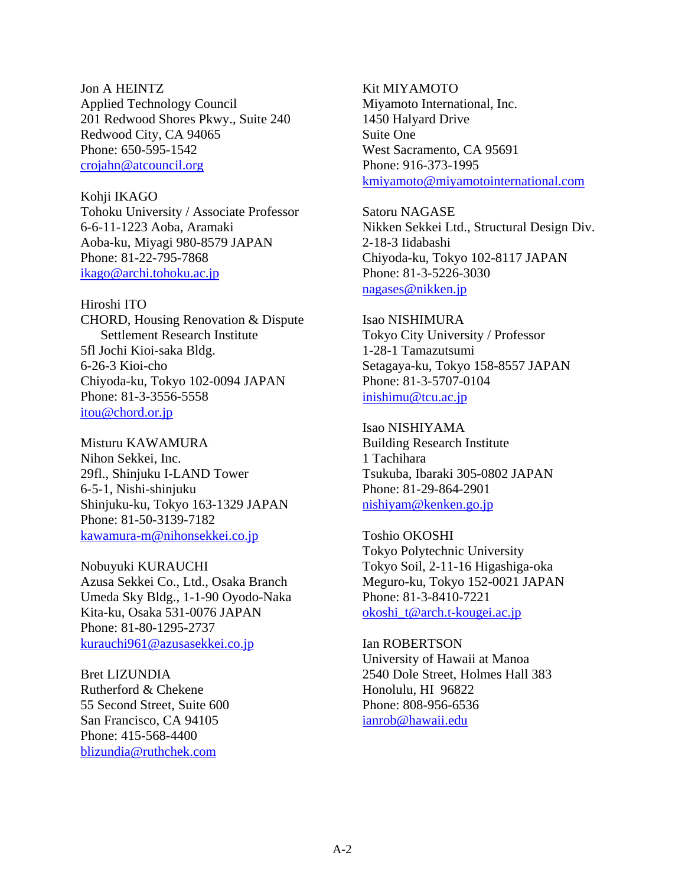Jon A HEINTZ
Applied Technology Council
201 Redwood Shores Pkwy., Suite 240
Redwood City, CA 94065
Phone: 650-595-1542
crojahn@atcouncil.org

Kohji IKAGO
Tohoku University / Associate Professor
6-6-11-1223 Aoba, Aramaki
Aoba-ku, Miyagi 980-8579 JAPAN
Phone: 81-22-795-7868
ikago@archi.tohoku.ac.jp

Hiroshi ITO
CHORD, Housing Renovation & Dispute Settlement Research Institute
5fl Jochi Kioi-saka Bldg.
6-26-3 Kioi-cho
Chiyoda-ku, Tokyo 102-0094 JAPAN
Phone: 81-3-3556-5558
itou@chord.or.jp

Misturu KAWAMURA
Nihon Sekkei, Inc.
29fl., Shinjuku I-LAND Tower
6-5-1, Nishi-shinjuku
Shinjuku-ku, Tokyo 163-1329 JAPAN
Phone: 81-50-3139-7182
kawamura-m@nihonsekkei.co.jp

Nobuyuki KURAUCHI
Azusa Sekkei Co., Ltd., Osaka Branch
Umeda Sky Bldg., 1-1-90 Oyodo-Naka
Kita-ku, Osaka 531-0076 JAPAN
Phone: 81-80-1295-2737
kurauchi961@azusasekkei.co.jp

Bret LIZUNDIA
Rutherford & Chekene
55 Second Street, Suite 600
San Francisco, CA 94105
Phone: 415-568-4400
blizundia@ruthchek.com

Kit MIYAMOTO
Miyamoto International, Inc.
1450 Halyard Drive
Suite One
West Sacramento, CA 95691
Phone: 916-373-1995
kmiyamoto@miyamotointernational.com

Satoru NAGASE
Nikken Sekkei Ltd., Structural Design Div.
2-18-3 Iidabashi
Chiyoda-ku, Tokyo 102-8117 JAPAN
Phone: 81-3-5226-3030
nagases@nikken.jp

Isao NISHIMURA
Tokyo City University / Professor
1-28-1 Tamazutsumi
Setagaya-ku, Tokyo 158-8557 JAPAN
Phone: 81-3-5707-0104
inishimu@tcu.ac.jp

Isao NISHIYAMA
Building Research Institute
1 Tachihara
Tsukuba, Ibaraki 305-0802 JAPAN
Phone: 81-29-864-2901
nishiyam@kenken.go.jp

Toshio OKOSHI
Tokyo Polytechnic University
Tokyo Soil, 2-11-16 Higashiga-oka
Meguro-ku, Tokyo 152-0021 JAPAN
Phone: 81-3-8410-7221
okoshi_t@arch.t-kougei.ac.jp

Ian ROBERTSON
University of Hawaii at Manoa
2540 Dole Street, Holmes Hall 383
Honolulu, HI 96822
Phone: 808-956-6536
ianrob@hawaii.edu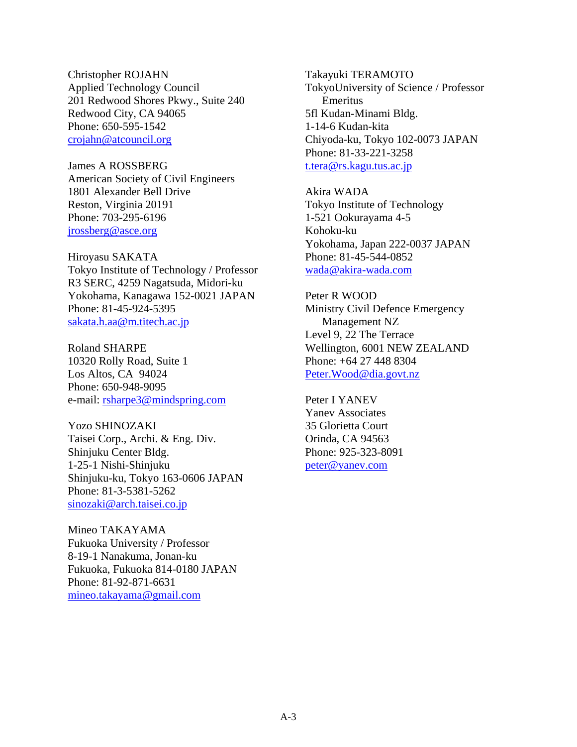Christopher ROJAHN
Applied Technology Council
201 Redwood Shores Pkwy., Suite 240
Redwood City, CA 94065
Phone: 650-595-1542
crojahn@atcouncil.org

James A ROSSBERG
American Society of Civil Engineers
1801 Alexander Bell Drive
Reston, Virginia 20191
Phone: 703-295-6196
jrossberg@asce.org

Hiroyasu SAKATA
Tokyo Institute of Technology / Professor
R3 SERC, 4259 Nagatsuda, Midori-ku
Yokohama, Kanagawa 152-0021 JAPAN
Phone: 81-45-924-5395
sakata.h.aa@m.titech.ac.jp

Roland SHARPE
10320 Rolly Road, Suite 1
Los Altos, CA 94024
Phone: 650-948-9095
e-mail: rsharpe3@mindspring.com

Yozo SHINOZAKI
Taisei Corp., Archi. & Eng. Div.
Shinjuku Center Bldg.
1-25-1 Nishi-Shinjuku
Shinjuku-ku, Tokyo 163-0606 JAPAN
Phone: 81-3-5381-5262
sinozaki@arch.taisei.co.jp

Mineo TAKAYAMA
Fukuoka University / Professor
8-19-1 Nanakuma, Jonan-ku
Fukuoka, Fukuoka 814-0180 JAPAN
Phone: 81-92-871-6631
mineo.takayama@gmail.com

Takayuki TERAMOTO
TokyoUniversity of Science / Professor Emeritus
5fl Kudan-Minami Bldg.
1-14-6 Kudan-kita
Chiyoda-ku, Tokyo 102-0073 JAPAN
Phone: 81-33-221-3258
t.tera@rs.kagu.tus.ac.jp

Akira WADA
Tokyo Institute of Technology
1-521 Ookurayama 4-5
Kohoku-ku
Yokohama, Japan 222-0037 JAPAN
Phone: 81-45-544-0852
wada@akira-wada.com

Peter R WOOD
Ministry Civil Defence Emergency Management NZ
Level 9, 22 The Terrace
Wellington, 6001 NEW ZEALAND
Phone: +64 27 448 8304
Peter.Wood@dia.govt.nz

Peter I YANEV
Yanev Associates
35 Glorietta Court
Orinda, CA 94563
Phone: 925-323-8091
peter@yanev.com